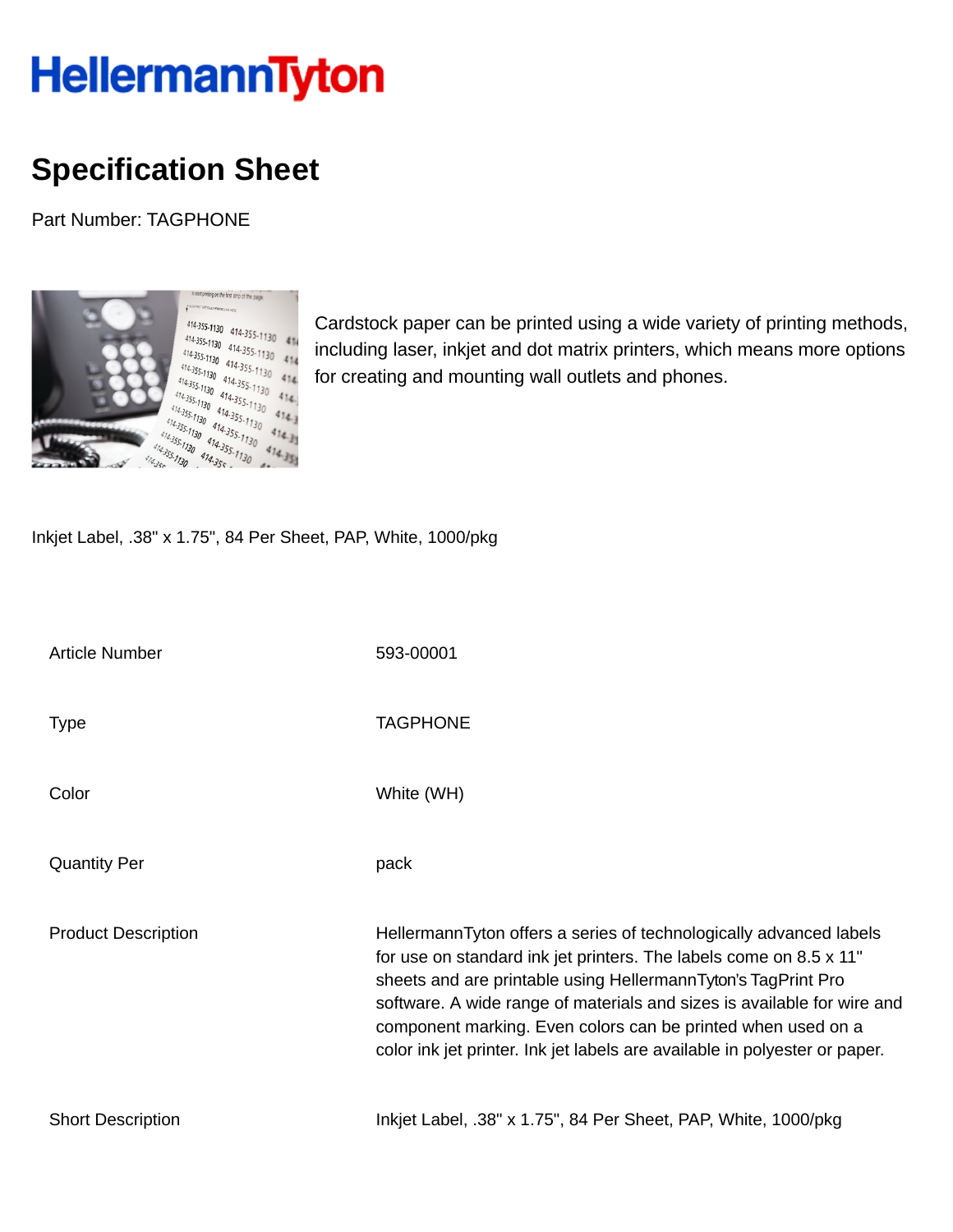HellermannTyton

# Specification Sheet

Part Number: TAGPHONE

Cardstock paper can be printed using a wide variety of printing methods, including laser, inkjet and dot matrix printers, which means more options for creating and mounting wall outlets and phones.

Inkjet Label, .38" x 1.75", 84 Per Sheet, PAP, White, 1000/pkg

| | |
|---|---|
| Article Number | 593-00001 |
| Type | TAGPHONE |
| Color | White (WH) |
| Quantity Per | pack |
| Product Description | HellermannTyton offers a series of technologically advanced labels for use on standard ink jet printers. The labels come on 8.5 x 11" sheets and are printable using HellermannTyton's TagPrint Pro software. A wide range of materials and sizes is available for wire and component marking. Even colors can be printed when used on a color ink jet printer. Ink jet labels are available in polyester or paper. |
| Short Description | Inkjet Label, .38" x 1.75", 84 Per Sheet, PAP, White, 1000/pkg |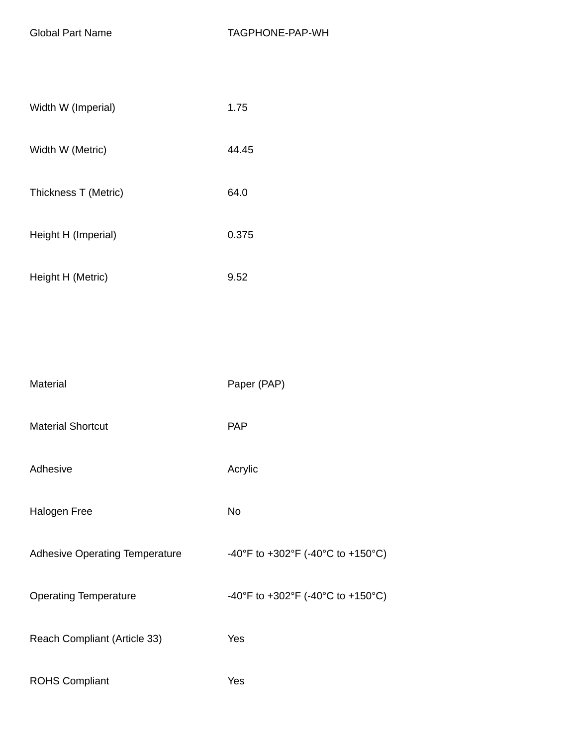| | |
|---|---|
| Global Part Name | TAGPHONE-PAP-WH |
| | |
| Width W (Imperial) | 1.75 |
| Width W (Metric) | 44.45 |
| Thickness T (Metric) | 64.0 |
| Height H (Imperial) | 0.375 |
| Height H (Metric) | 9.52 |
| | |
| Material | Paper (PAP) |
| Material Shortcut | PAP |
| Adhesive | Acrylic |
| Halogen Free | No |
| Adhesive Operating Temperature | -40°F to +302°F (-40°C to +150°C) |
| Operating Temperature | -40°F to +302°F (-40°C to +150°C) |
| Reach Compliant (Article 33) | Yes |
| ROHS Compliant | Yes |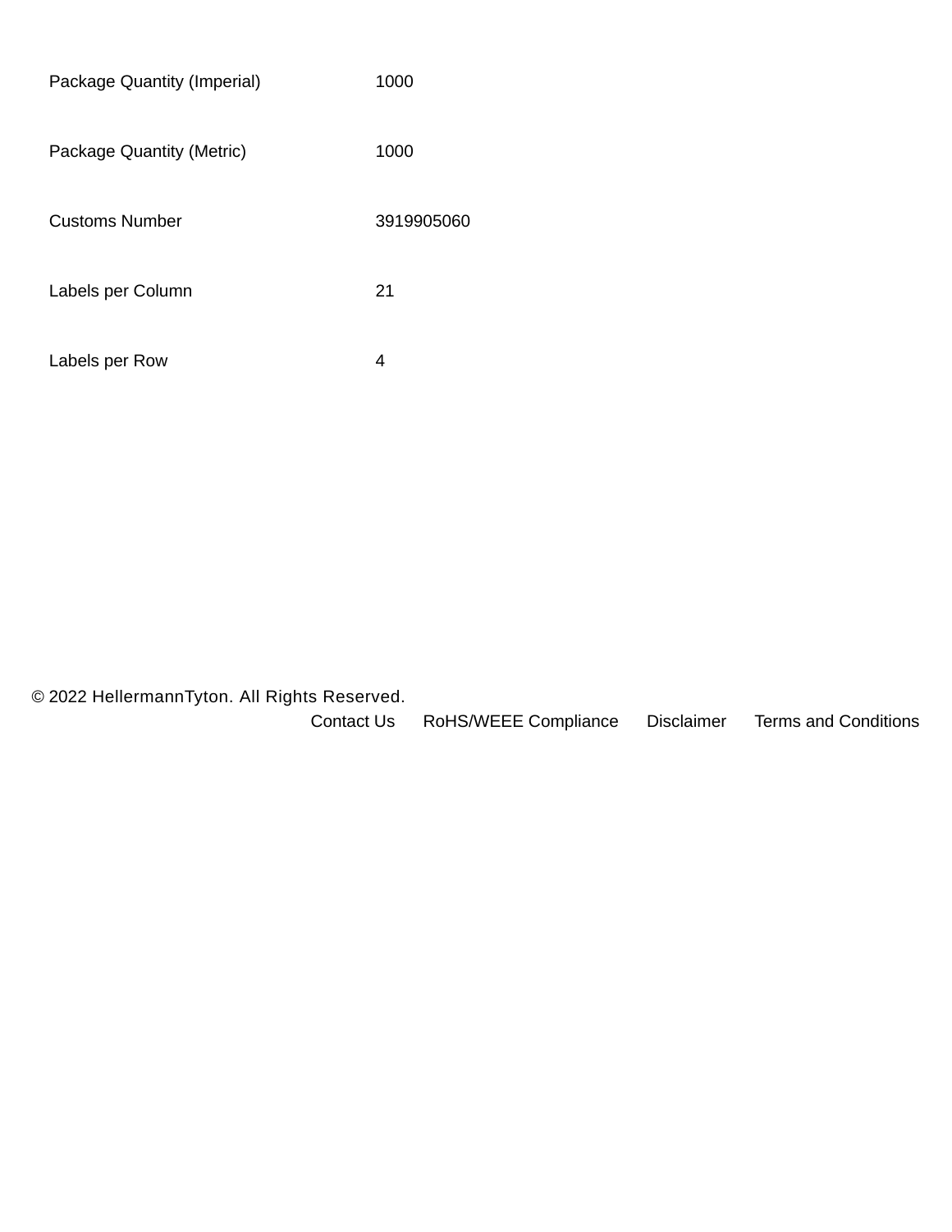| | |
|---|---|
| Package Quantity (Imperial) | 1000 |
| Package Quantity (Metric) | 1000 |
| Customs Number | 3919905060 |
| Labels per Column | 21 |
| Labels per Row | 4 |

© 2022 HellermannTyton. All Rights Reserved.

Contact Us RoHS/WEEE Compliance Disclaimer Terms and Conditions